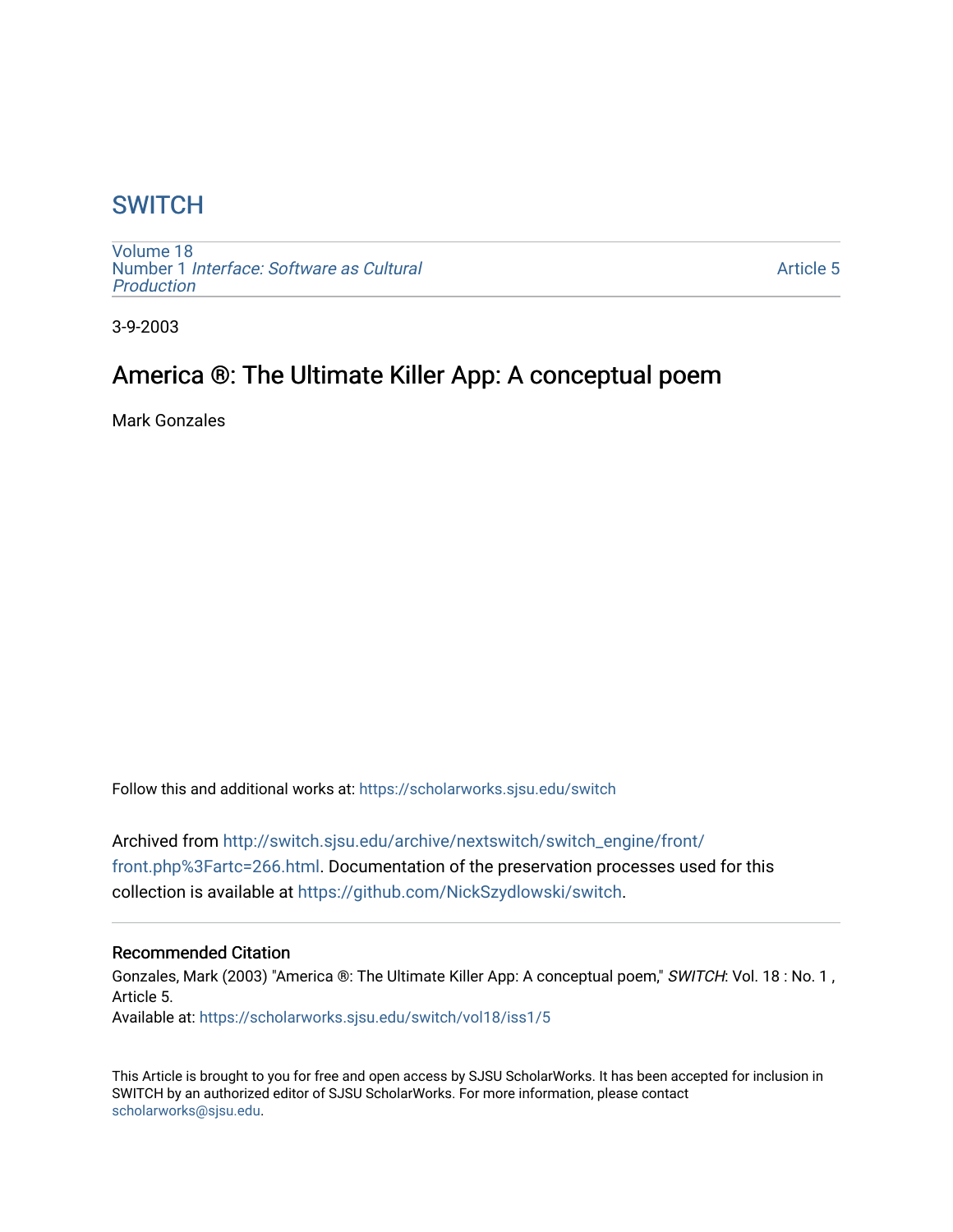# SWITCH

Volume 18
Number 1 *Interface: Software as Cultural Production*

Article 5

3-9-2003

## America ®: The Ultimate Killer App: A conceptual poem

Mark Gonzales

Follow this and additional works at: https://scholarworks.sjsu.edu/switch

Archived from http://switch.sjsu.edu/archive/nextswitch/switch_engine/front/front.php%3Fartc=266.html. Documentation of the preservation processes used for this collection is available at https://github.com/NickSzydlowski/switch.

### Recommended Citation

Gonzales, Mark (2003) "America ®: The Ultimate Killer App: A conceptual poem," *SWITCH*: Vol. 18 : No. 1 , Article 5.
Available at: https://scholarworks.sjsu.edu/switch/vol18/iss1/5

This Article is brought to you for free and open access by SJSU ScholarWorks. It has been accepted for inclusion in SWITCH by an authorized editor of SJSU ScholarWorks. For more information, please contact scholarworks@sjsu.edu.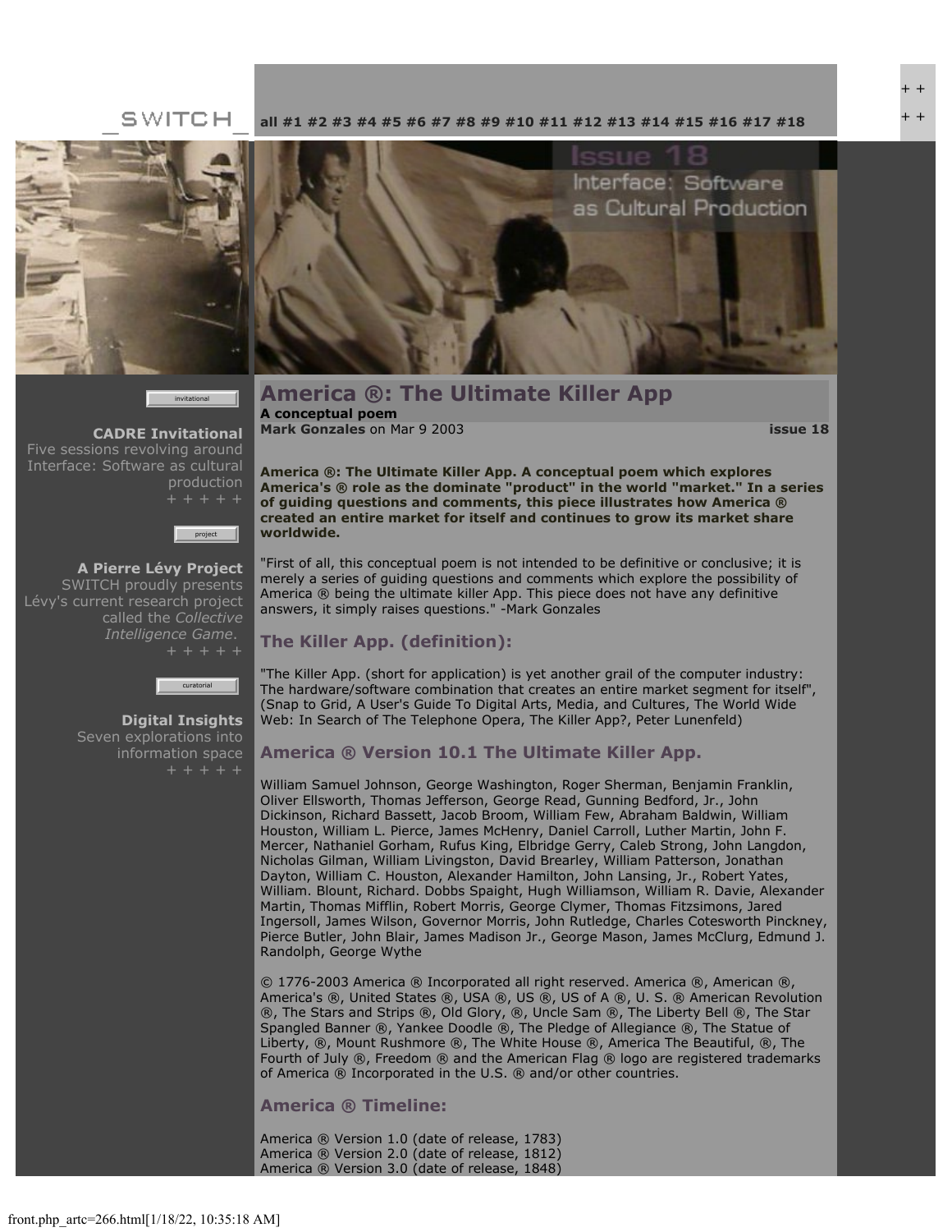_SWITCH_

all #1 #2 #3 #4 #5 #6 #7 #8 #9 #10 #11 #12 #13 #14 #15 #16 #17 #18

invitational

**CADRE Invitational**
Five sessions revolving around Interface: Software as cultural production
+ + + + +

project

**A Pierre Lévy Project**
SWITCH proudly presents Lévy's current research project called the *Collective Intelligence Game*.
+ + + + +

curatorial

**Digital Insights**
Seven explorations into information space
+ + + + +

# America ®: The Ultimate Killer App

**A conceptual poem**

**Mark Gonzales** on Mar 9 2003 **issue 18**

**America ®: The Ultimate Killer App. A conceptual poem which explores America's ® role as the dominate "product" in the world "market." In a series of guiding questions and comments, this piece illustrates how America ® created an entire market for itself and continues to grow its market share worldwide.**

"First of all, this conceptual poem is not intended to be definitive or conclusive; it is merely a series of guiding questions and comments which explore the possibility of America ® being the ultimate killer App. This piece does not have any definitive answers, it simply raises questions." -Mark Gonzales

## The Killer App. (definition):

"The Killer App. (short for application) is yet another grail of the computer industry: The hardware/software combination that creates an entire market segment for itself", (Snap to Grid, A User's Guide To Digital Arts, Media, and Cultures, The World Wide Web: In Search of The Telephone Opera, The Killer App?, Peter Lunenfeld)

## America ® Version 10.1 The Ultimate Killer App.

William Samuel Johnson, George Washington, Roger Sherman, Benjamin Franklin, Oliver Ellsworth, Thomas Jefferson, George Read, Gunning Bedford, Jr., John Dickinson, Richard Bassett, Jacob Broom, William Few, Abraham Baldwin, William Houston, William L. Pierce, James McHenry, Daniel Carroll, Luther Martin, John F. Mercer, Nathaniel Gorham, Rufus King, Elbridge Gerry, Caleb Strong, John Langdon, Nicholas Gilman, William Livingston, David Brearley, William Patterson, Jonathan Dayton, William C. Houston, Alexander Hamilton, John Lansing, Jr., Robert Yates, William. Blount, Richard. Dobbs Spaight, Hugh Williamson, William R. Davie, Alexander Martin, Thomas Mifflin, Robert Morris, George Clymer, Thomas Fitzsimons, Jared Ingersoll, James Wilson, Governor Morris, John Rutledge, Charles Cotesworth Pinckney, Pierce Butler, John Blair, James Madison Jr., George Mason, James McClurg, Edmund J. Randolph, George Wythe

© 1776-2003 America ® Incorporated all right reserved. America ®, American ®, America's ®, United States ®, USA ®, US ®, US of A ®, U. S. ® American Revolution ®, The Stars and Strips ®, Old Glory, ®, Uncle Sam ®, The Liberty Bell ®, The Star Spangled Banner ®, Yankee Doodle ®, The Pledge of Allegiance ®, The Statue of Liberty, ®, Mount Rushmore ®, The White House ®, America The Beautiful, ®, The Fourth of July ®, Freedom ® and the American Flag ® logo are registered trademarks of America ® Incorporated in the U.S. ® and/or other countries.

## America ® Timeline:

America ® Version 1.0 (date of release, 1783)
America ® Version 2.0 (date of release, 1812)
America ® Version 3.0 (date of release, 1848)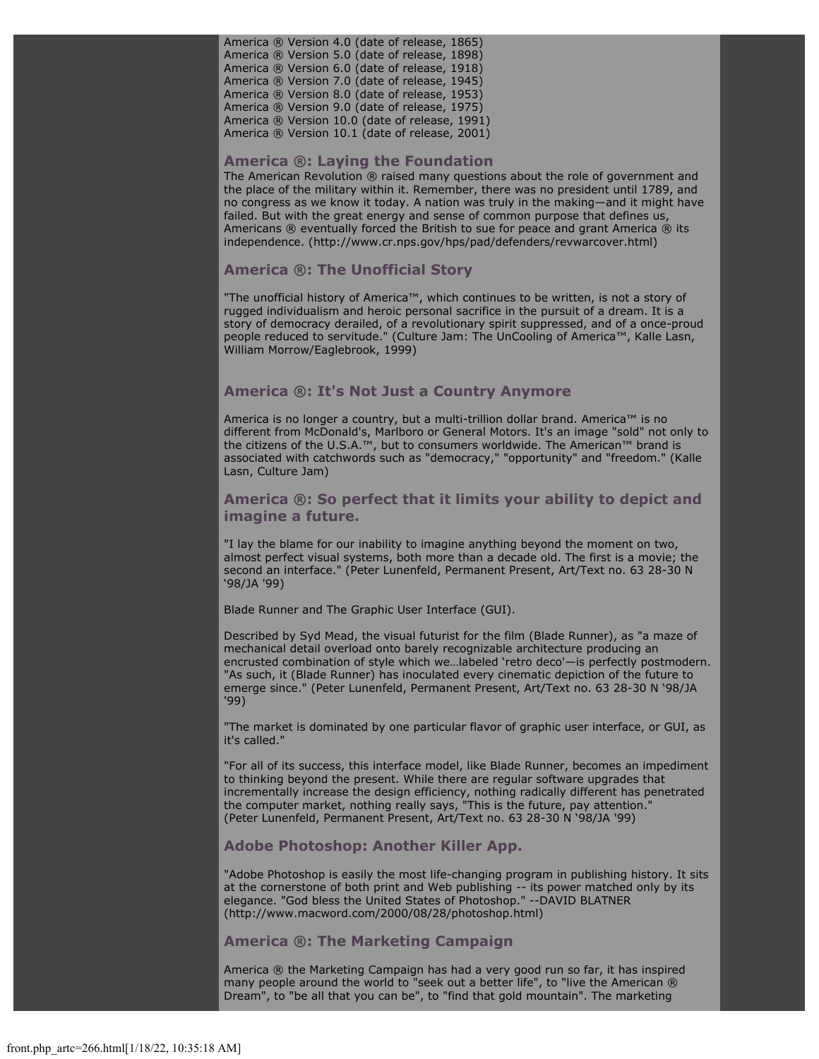America ® Version 4.0 (date of release, 1865)
America ® Version 5.0 (date of release, 1898)
America ® Version 6.0 (date of release, 1918)
America ® Version 7.0 (date of release, 1945)
America ® Version 8.0 (date of release, 1953)
America ® Version 9.0 (date of release, 1975)
America ® Version 10.0 (date of release, 1991)
America ® Version 10.1 (date of release, 2001)

### America ®: Laying the Foundation

The American Revolution ® raised many questions about the role of government and the place of the military within it. Remember, there was no president until 1789, and no congress as we know it today. A nation was truly in the making—and it might have failed. But with the great energy and sense of common purpose that defines us, Americans ® eventually forced the British to sue for peace and grant America ® its independence. (http://www.cr.nps.gov/hps/pad/defenders/revwarcover.html)

### America ®: The Unofficial Story

"The unofficial history of America™, which continues to be written, is not a story of rugged individualism and heroic personal sacrifice in the pursuit of a dream. It is a story of democracy derailed, of a revolutionary spirit suppressed, and of a once-proud people reduced to servitude." (Culture Jam: The UnCooling of America™, Kalle Lasn, William Morrow/Eaglebrook, 1999)

### America ®: It's Not Just a Country Anymore

America is no longer a country, but a multi-trillion dollar brand. America™ is no different from McDonald's, Marlboro or General Motors. It's an image "sold" not only to the citizens of the U.S.A.™, but to consumers worldwide. The American™ brand is associated with catchwords such as "democracy," "opportunity" and "freedom." (Kalle Lasn, Culture Jam)

### America ®: So perfect that it limits your ability to depict and imagine a future.

"I lay the blame for our inability to imagine anything beyond the moment on two, almost perfect visual systems, both more than a decade old. The first is a movie; the second an interface." (Peter Lunenfeld, Permanent Present, Art/Text no. 63 28-30 N '98/JA '99)

Blade Runner and The Graphic User Interface (GUI).

Described by Syd Mead, the visual futurist for the film (Blade Runner), as "a maze of mechanical detail overload onto barely recognizable architecture producing an encrusted combination of style which we…labeled 'retro deco'—is perfectly postmodern. "As such, it (Blade Runner) has inoculated every cinematic depiction of the future to emerge since." (Peter Lunenfeld, Permanent Present, Art/Text no. 63 28-30 N '98/JA '99)

"The market is dominated by one particular flavor of graphic user interface, or GUI, as it's called."

"For all of its success, this interface model, like Blade Runner, becomes an impediment to thinking beyond the present. While there are regular software upgrades that incrementally increase the design efficiency, nothing radically different has penetrated the computer market, nothing really says, "This is the future, pay attention."
(Peter Lunenfeld, Permanent Present, Art/Text no. 63 28-30 N '98/JA '99)

### Adobe Photoshop: Another Killer App.

"Adobe Photoshop is easily the most life-changing program in publishing history. It sits at the cornerstone of both print and Web publishing -- its power matched only by its elegance. "God bless the United States of Photoshop." --DAVID BLATNER (http://www.macword.com/2000/08/28/photoshop.html)

### America ®: The Marketing Campaign

America ® the Marketing Campaign has had a very good run so far, it has inspired many people around the world to "seek out a better life", to "live the American ® Dream", to "be all that you can be", to "find that gold mountain". The marketing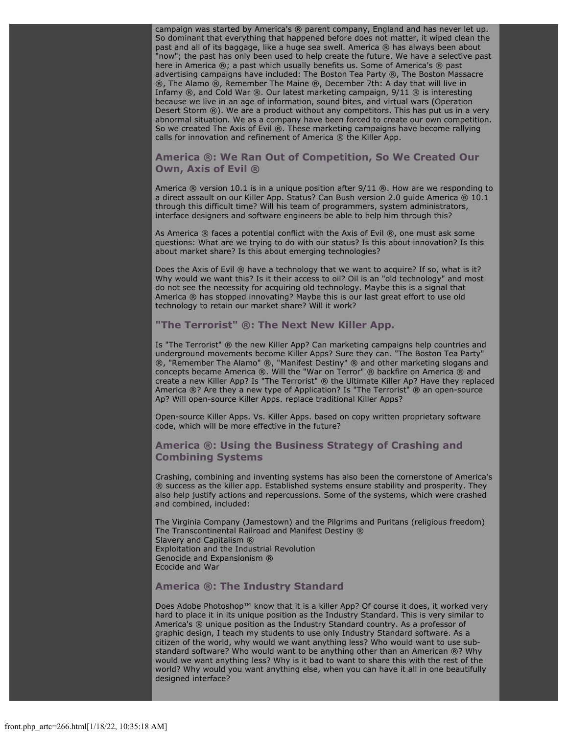campaign was started by America's ® parent company, England and has never let up. So dominant that everything that happened before does not matter, it wiped clean the past and all of its baggage, like a huge sea swell. America ® has always been about "now"; the past has only been used to help create the future. We have a selective past here in America ®; a past which usually benefits us. Some of America's ® past advertising campaigns have included: The Boston Tea Party ®, The Boston Massacre ®, The Alamo ®, Remember The Maine ®, December 7th: A day that will live in Infamy ®, and Cold War ®. Our latest marketing campaign, 9/11 ® is interesting because we live in an age of information, sound bites, and virtual wars (Operation Desert Storm ®). We are a product without any competitors. This has put us in a very abnormal situation. We as a company have been forced to create our own competition. So we created The Axis of Evil ®. These marketing campaigns have become rallying calls for innovation and refinement of America ® the Killer App.

### America ®: We Ran Out of Competition, So We Created Our Own, Axis of Evil ®

America ® version 10.1 is in a unique position after 9/11 ®. How are we responding to a direct assault on our Killer App. Status? Can Bush version 2.0 guide America ® 10.1 through this difficult time? Will his team of programmers, system administrators, interface designers and software engineers be able to help him through this?

As America ® faces a potential conflict with the Axis of Evil ®, one must ask some questions: What are we trying to do with our status? Is this about innovation? Is this about market share? Is this about emerging technologies?

Does the Axis of Evil ® have a technology that we want to acquire? If so, what is it? Why would we want this? Is it their access to oil? Oil is an "old technology" and most do not see the necessity for acquiring old technology. Maybe this is a signal that America ® has stopped innovating? Maybe this is our last great effort to use old technology to retain our market share? Will it work?

### "The Terrorist" ®: The Next New Killer App.

Is "The Terrorist" ® the new Killer App? Can marketing campaigns help countries and underground movements become Killer Apps? Sure they can. "The Boston Tea Party" ®, "Remember The Alamo" ®, "Manifest Destiny" ® and other marketing slogans and concepts became America ®. Will the "War on Terror" ® backfire on America ® and create a new Killer App? Is "The Terrorist" ® the Ultimate Killer Ap? Have they replaced America ®? Are they a new type of Application? Is "The Terrorist" ® an open-source Ap? Will open-source Killer Apps. replace traditional Killer Apps?

Open-source Killer Apps. Vs. Killer Apps. based on copy written proprietary software code, which will be more effective in the future?

### America ®: Using the Business Strategy of Crashing and Combining Systems

Crashing, combining and inventing systems has also been the cornerstone of America's ® success as the killer app. Established systems ensure stability and prosperity. They also help justify actions and repercussions. Some of the systems, which were crashed and combined, included:

The Virginia Company (Jamestown) and the Pilgrims and Puritans (religious freedom)
The Transcontinental Railroad and Manifest Destiny ®
Slavery and Capitalism ®
Exploitation and the Industrial Revolution
Genocide and Expansionism ®
Ecocide and War

### America ®: The Industry Standard

Does Adobe Photoshop™ know that it is a killer App? Of course it does, it worked very hard to place it in its unique position as the Industry Standard. This is very similar to America's ® unique position as the Industry Standard country. As a professor of graphic design, I teach my students to use only Industry Standard software. As a citizen of the world, why would we want anything less? Who would want to use sub-standard software? Who would want to be anything other than an American ®? Why would we want anything less? Why is it bad to want to share this with the rest of the world? Why would you want anything else, when you can have it all in one beautifully designed interface?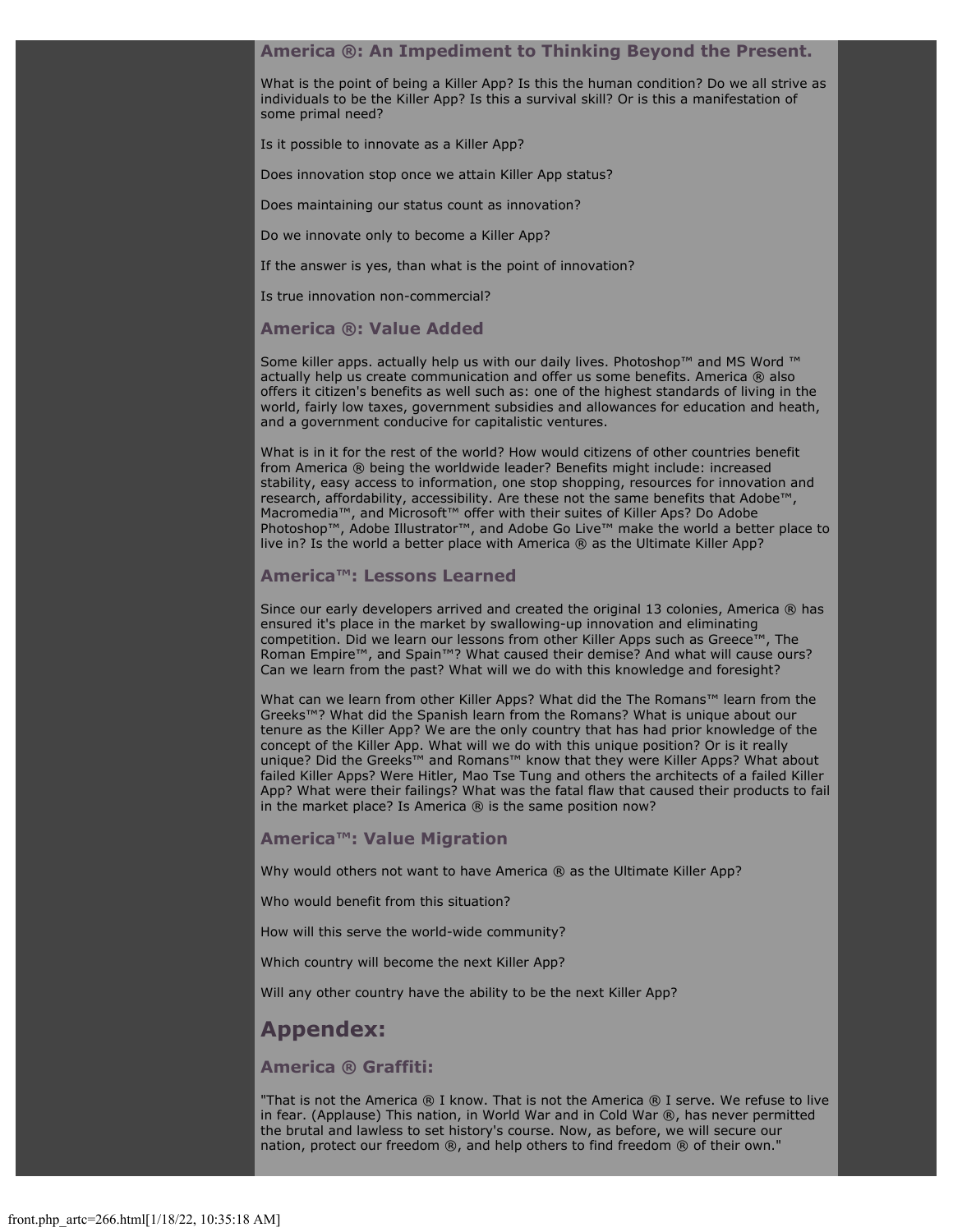### America ®: An Impediment to Thinking Beyond the Present.

What is the point of being a Killer App? Is this the human condition? Do we all strive as individuals to be the Killer App? Is this a survival skill? Or is this a manifestation of some primal need?

Is it possible to innovate as a Killer App?

Does innovation stop once we attain Killer App status?

Does maintaining our status count as innovation?

Do we innovate only to become a Killer App?

If the answer is yes, than what is the point of innovation?

Is true innovation non-commercial?

### America ®: Value Added

Some killer apps. actually help us with our daily lives. Photoshop™ and MS Word ™ actually help us create communication and offer us some benefits. America ® also offers it citizen's benefits as well such as: one of the highest standards of living in the world, fairly low taxes, government subsidies and allowances for education and heath, and a government conducive for capitalistic ventures.

What is in it for the rest of the world? How would citizens of other countries benefit from America ® being the worldwide leader? Benefits might include: increased stability, easy access to information, one stop shopping, resources for innovation and research, affordability, accessibility. Are these not the same benefits that Adobe™, Macromedia™, and Microsoft™ offer with their suites of Killer Aps? Do Adobe Photoshop™, Adobe Illustrator™, and Adobe Go Live™ make the world a better place to live in? Is the world a better place with America ® as the Ultimate Killer App?

### America™: Lessons Learned

Since our early developers arrived and created the original 13 colonies, America ® has ensured it's place in the market by swallowing-up innovation and eliminating competition. Did we learn our lessons from other Killer Apps such as Greece™, The Roman Empire™, and Spain™? What caused their demise? And what will cause ours? Can we learn from the past? What will we do with this knowledge and foresight?

What can we learn from other Killer Apps? What did the The Romans™ learn from the Greeks™? What did the Spanish learn from the Romans? What is unique about our tenure as the Killer App? We are the only country that has had prior knowledge of the concept of the Killer App. What will we do with this unique position? Or is it really unique? Did the Greeks™ and Romans™ know that they were Killer Apps? What about failed Killer Apps? Were Hitler, Mao Tse Tung and others the architects of a failed Killer App? What were their failings? What was the fatal flaw that caused their products to fail in the market place? Is America ® is the same position now?

### America™: Value Migration

Why would others not want to have America ® as the Ultimate Killer App?

Who would benefit from this situation?

How will this serve the world-wide community?

Which country will become the next Killer App?

Will any other country have the ability to be the next Killer App?

## Appendex:

### America ® Graffiti:

"That is not the America ® I know. That is not the America ® I serve. We refuse to live in fear. (Applause) This nation, in World War and in Cold War ®, has never permitted the brutal and lawless to set history's course. Now, as before, we will secure our nation, protect our freedom ®, and help others to find freedom ® of their own."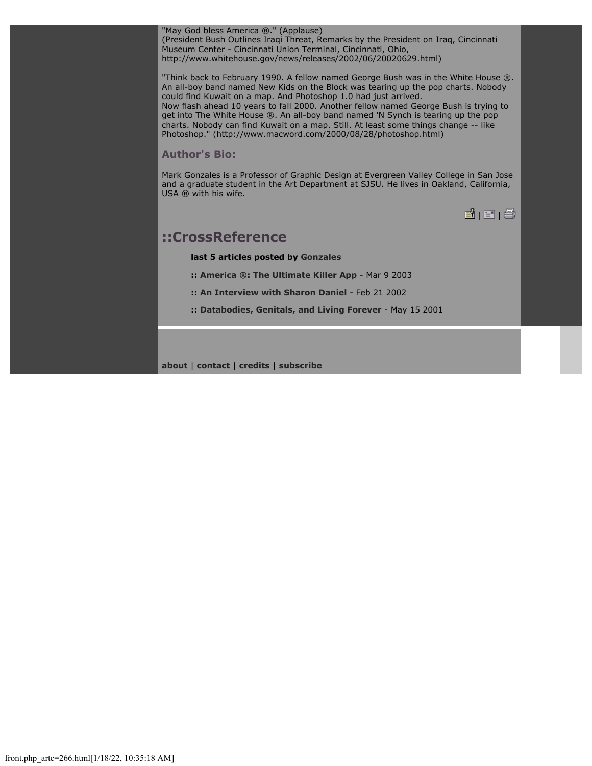"May God bless America ®." (Applause)
(President Bush Outlines Iraqi Threat, Remarks by the President on Iraq, Cincinnati Museum Center - Cincinnati Union Terminal, Cincinnati, Ohio, http://www.whitehouse.gov/news/releases/2002/06/20020629.html)

"Think back to February 1990. A fellow named George Bush was in the White House ®. An all-boy band named New Kids on the Block was tearing up the pop charts. Nobody could find Kuwait on a map. And Photoshop 1.0 had just arrived.
Now flash ahead 10 years to fall 2000. Another fellow named George Bush is trying to get into The White House ®. An all-boy band named 'N Synch is tearing up the pop charts. Nobody can find Kuwait on a map. Still. At least some things change -- like Photoshop." (http://www.macword.com/2000/08/28/photoshop.html)

### Author's Bio:

Mark Gonzales is a Professor of Graphic Design at Evergreen Valley College in San Jose and a graduate student in the Art Department at SJSU. He lives in Oakland, California, USA ® with his wife.

## ::CrossReference

**last 5 articles posted by Gonzales**

**:: America ®: The Ultimate Killer App** - Mar 9 2003

**:: An Interview with Sharon Daniel** - Feb 21 2002

**:: Databodies, Genitals, and Living Forever** - May 15 2001

**about** | **contact** | **credits** | **subscribe**